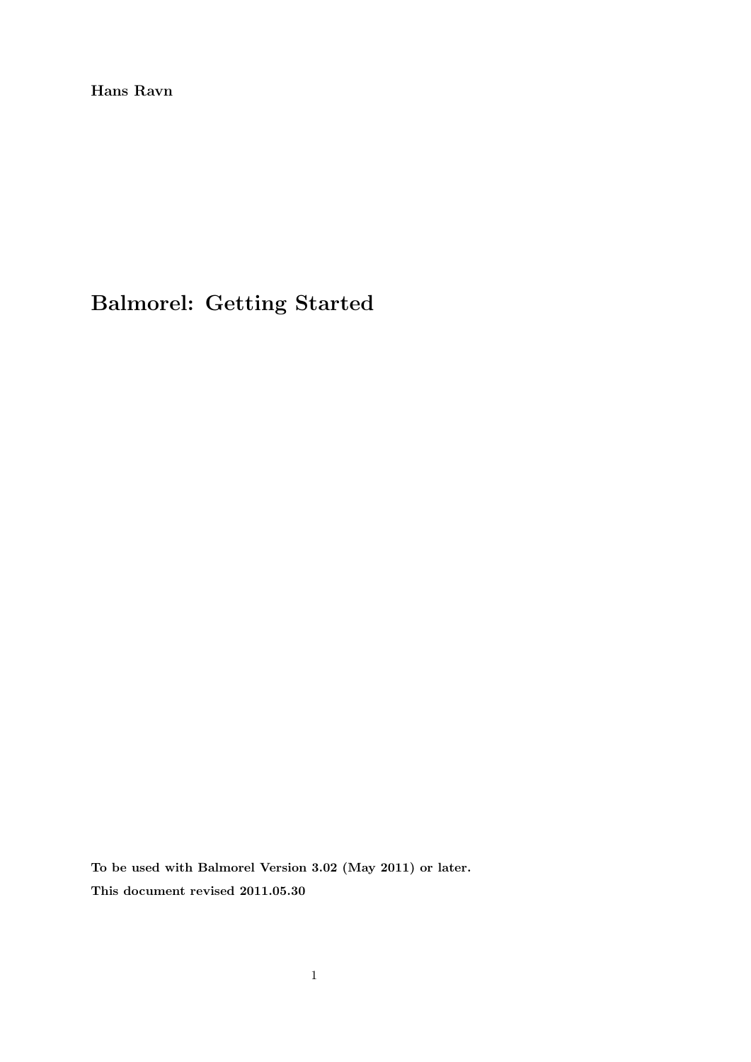**Hans Ravn**

# Balmorel: Getting Started

**To be used with Balmorel Version 3.02 (May 2011) or later.**

**This document revised 2011.05.30**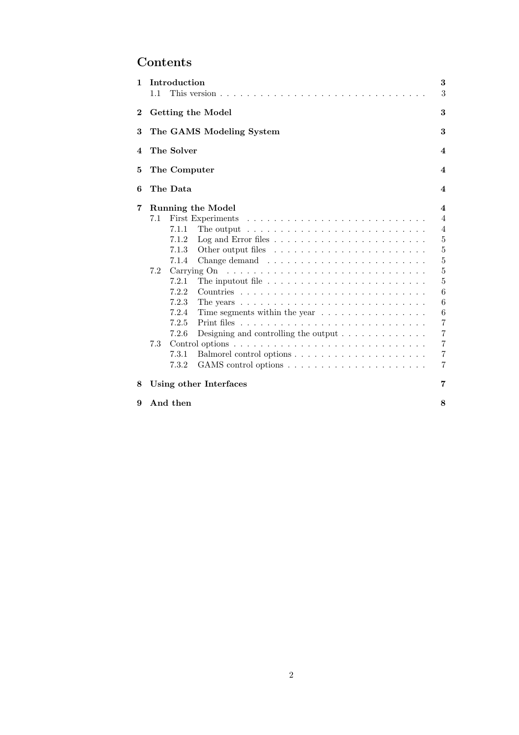# Contents

- **1 Introduction** — **3**
  - 1.1 This version — 3
- **2 Getting the Model** — **3**
- **3 The GAMS Modeling System** — **3**
- **4 The Solver** — **4**
- **5 The Computer** — **4**
- **6 The Data** — **4**
- **7 Running the Model** — **4**
  - 7.1 First Experiments — 4
    - 7.1.1 The output — 4
    - 7.1.2 Log and Error files — 5
    - 7.1.3 Other output files — 5
    - 7.1.4 Change demand — 5
  - 7.2 Carrying On — 5
    - 7.2.1 The inputout file — 5
    - 7.2.2 Countries — 6
    - 7.2.3 The years — 6
    - 7.2.4 Time segments within the year — 6
    - 7.2.5 Print files — 7
    - 7.2.6 Designing and controlling the output — 7
  - 7.3 Control options — 7
    - 7.3.1 Balmorel control options — 7
    - 7.3.2 GAMS control options — 7
- **8 Using other Interfaces** — **7**
- **9 And then** — **8**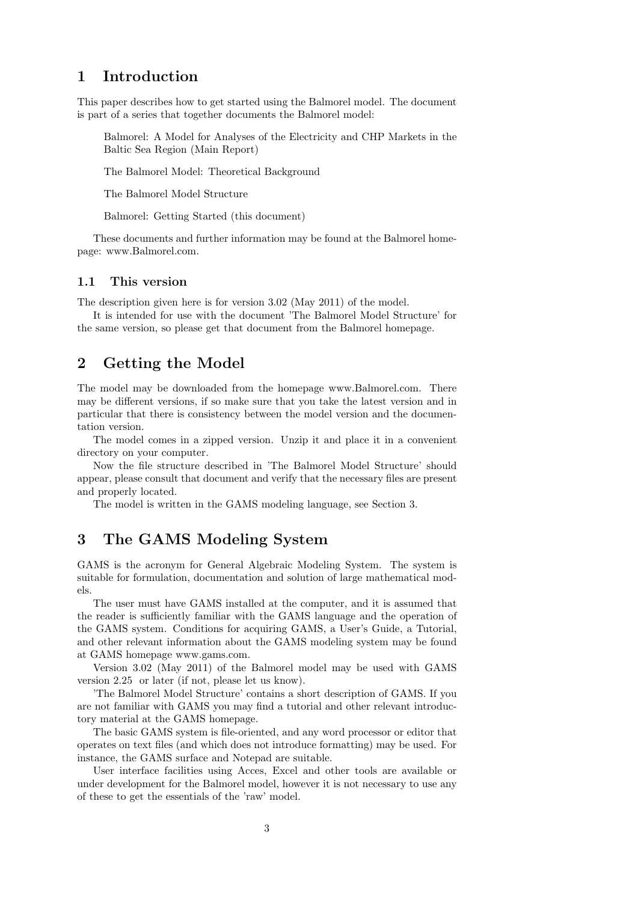# 1 Introduction

This paper describes how to get started using the Balmorel model. The document is part of a series that together documents the Balmorel model:

> Balmorel: A Model for Analyses of the Electricity and CHP Markets in the Baltic Sea Region (Main Report)
>
> The Balmorel Model: Theoretical Background
>
> The Balmorel Model Structure
>
> Balmorel: Getting Started (this document)

These documents and further information may be found at the Balmorel homepage: www.Balmorel.com.

## 1.1 This version

The description given here is for version 3.02 (May 2011) of the model.

It is intended for use with the document 'The Balmorel Model Structure' for the same version, so please get that document from the Balmorel homepage.

# 2 Getting the Model

The model may be downloaded from the homepage www.Balmorel.com. There may be different versions, if so make sure that you take the latest version and in particular that there is consistency between the model version and the documentation version.

The model comes in a zipped version. Unzip it and place it in a convenient directory on your computer.

Now the file structure described in 'The Balmorel Model Structure' should appear, please consult that document and verify that the necessary files are present and properly located.

The model is written in the GAMS modeling language, see Section 3.

# 3 The GAMS Modeling System

GAMS is the acronym for General Algebraic Modeling System. The system is suitable for formulation, documentation and solution of large mathematical models.

The user must have GAMS installed at the computer, and it is assumed that the reader is sufficiently familiar with the GAMS language and the operation of the GAMS system. Conditions for acquiring GAMS, a User's Guide, a Tutorial, and other relevant information about the GAMS modeling system may be found at GAMS homepage www.gams.com.

Version 3.02 (May 2011) of the Balmorel model may be used with GAMS version 2.25 or later (if not, please let us know).

'The Balmorel Model Structure' contains a short description of GAMS. If you are not familiar with GAMS you may find a tutorial and other relevant introductory material at the GAMS homepage.

The basic GAMS system is file-oriented, and any word processor or editor that operates on text files (and which does not introduce formatting) may be used. For instance, the GAMS surface and Notepad are suitable.

User interface facilities using Acces, Excel and other tools are available or under development for the Balmorel model, however it is not necessary to use any of these to get the essentials of the 'raw' model.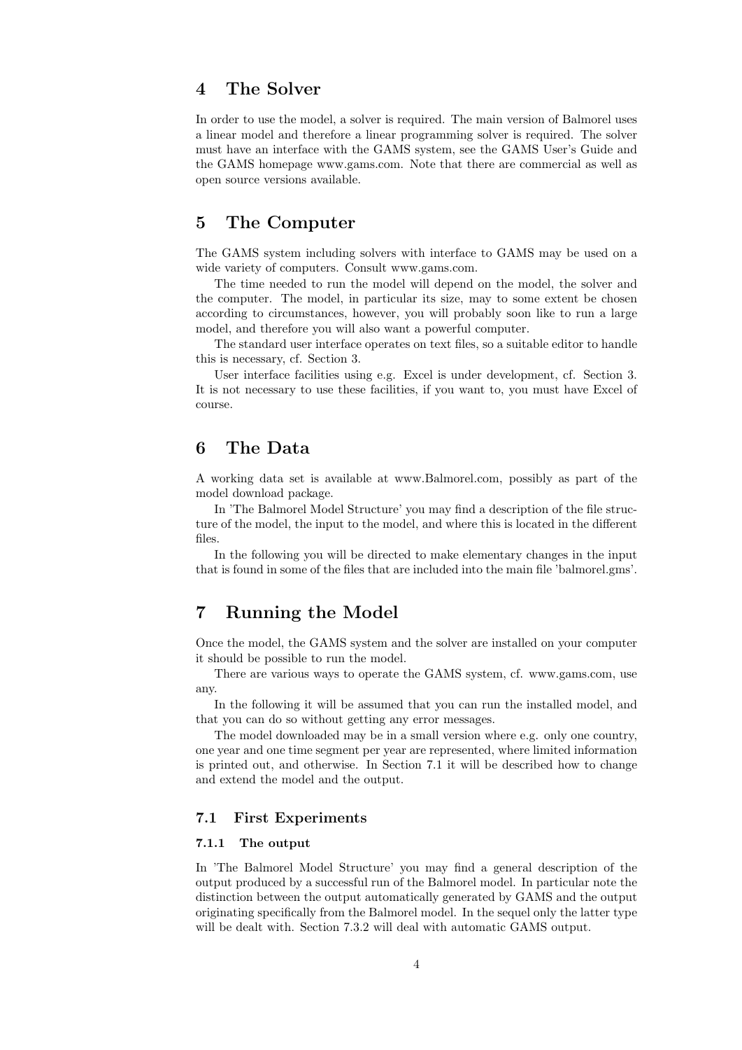## 4 The Solver

In order to use the model, a solver is required. The main version of Balmorel uses a linear model and therefore a linear programming solver is required. The solver must have an interface with the GAMS system, see the GAMS User's Guide and the GAMS homepage www.gams.com. Note that there are commercial as well as open source versions available.

## 5 The Computer

The GAMS system including solvers with interface to GAMS may be used on a wide variety of computers. Consult www.gams.com.

The time needed to run the model will depend on the model, the solver and the computer. The model, in particular its size, may to some extent be chosen according to circumstances, however, you will probably soon like to run a large model, and therefore you will also want a powerful computer.

The standard user interface operates on text files, so a suitable editor to handle this is necessary, cf. Section 3.

User interface facilities using e.g. Excel is under development, cf. Section 3. It is not necessary to use these facilities, if you want to, you must have Excel of course.

## 6 The Data

A working data set is available at www.Balmorel.com, possibly as part of the model download package.

In 'The Balmorel Model Structure' you may find a description of the file structure of the model, the input to the model, and where this is located in the different files.

In the following you will be directed to make elementary changes in the input that is found in some of the files that are included into the main file 'balmorel.gms'.

## 7 Running the Model

Once the model, the GAMS system and the solver are installed on your computer it should be possible to run the model.

There are various ways to operate the GAMS system, cf. www.gams.com, use any.

In the following it will be assumed that you can run the installed model, and that you can do so without getting any error messages.

The model downloaded may be in a small version where e.g. only one country, one year and one time segment per year are represented, where limited information is printed out, and otherwise. In Section 7.1 it will be described how to change and extend the model and the output.

### 7.1 First Experiments

#### 7.1.1 The output

In 'The Balmorel Model Structure' you may find a general description of the output produced by a successful run of the Balmorel model. In particular note the distinction between the output automatically generated by GAMS and the output originating specifically from the Balmorel model. In the sequel only the latter type will be dealt with. Section 7.3.2 will deal with automatic GAMS output.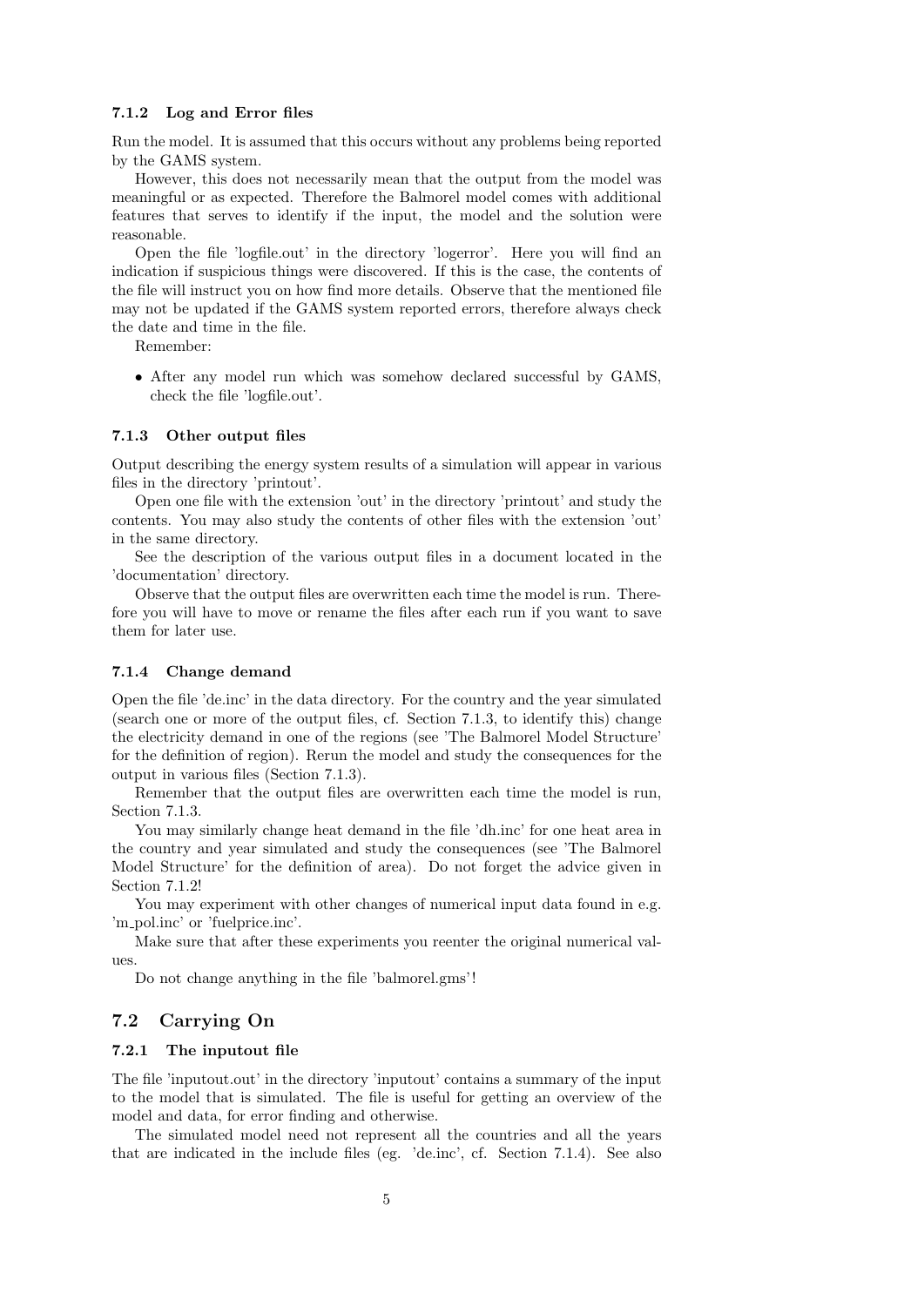#### 7.1.2 Log and Error files

Run the model. It is assumed that this occurs without any problems being reported by the GAMS system.

However, this does not necessarily mean that the output from the model was meaningful or as expected. Therefore the Balmorel model comes with additional features that serves to identify if the input, the model and the solution were reasonable.

Open the file 'logfile.out' in the directory 'logerror'. Here you will find an indication if suspicious things were discovered. If this is the case, the contents of the file will instruct you on how find more details. Observe that the mentioned file may not be updated if the GAMS system reported errors, therefore always check the date and time in the file.

Remember:

- After any model run which was somehow declared successful by GAMS, check the file 'logfile.out'.

#### 7.1.3 Other output files

Output describing the energy system results of a simulation will appear in various files in the directory 'printout'.

Open one file with the extension 'out' in the directory 'printout' and study the contents. You may also study the contents of other files with the extension 'out' in the same directory.

See the description of the various output files in a document located in the 'documentation' directory.

Observe that the output files are overwritten each time the model is run. Therefore you will have to move or rename the files after each run if you want to save them for later use.

#### 7.1.4 Change demand

Open the file 'de.inc' in the data directory. For the country and the year simulated (search one or more of the output files, cf. Section 7.1.3, to identify this) change the electricity demand in one of the regions (see 'The Balmorel Model Structure' for the definition of region). Rerun the model and study the consequences for the output in various files (Section 7.1.3).

Remember that the output files are overwritten each time the model is run, Section 7.1.3.

You may similarly change heat demand in the file 'dh.inc' for one heat area in the country and year simulated and study the consequences (see 'The Balmorel Model Structure' for the definition of area). Do not forget the advice given in Section 7.1.2!

You may experiment with other changes of numerical input data found in e.g. 'm_pol.inc' or 'fuelprice.inc'.

Make sure that after these experiments you reenter the original numerical values.

Do not change anything in the file 'balmorel.gms'!

### 7.2 Carrying On

#### 7.2.1 The inputout file

The file 'inputout.out' in the directory 'inputout' contains a summary of the input to the model that is simulated. The file is useful for getting an overview of the model and data, for error finding and otherwise.

The simulated model need not represent all the countries and all the years that are indicated in the include files (eg. 'de.inc', cf. Section 7.1.4). See also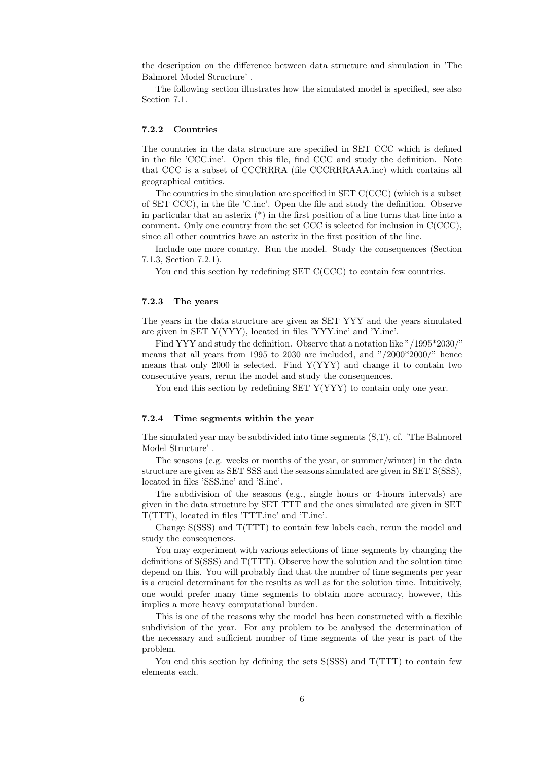the description on the difference between data structure and simulation in 'The Balmorel Model Structure' .

The following section illustrates how the simulated model is specified, see also Section 7.1.

### 7.2.2 Countries

The countries in the data structure are specified in SET CCC which is defined in the file 'CCC.inc'. Open this file, find CCC and study the definition. Note that CCC is a subset of CCCRRRA (file CCCRRRAAA.inc) which contains all geographical entities.

The countries in the simulation are specified in SET C(CCC) (which is a subset of SET CCC), in the file 'C.inc'. Open the file and study the definition. Observe in particular that an asterix (*) in the first position of a line turns that line into a comment. Only one country from the set CCC is selected for inclusion in C(CCC), since all other countries have an asterix in the first position of the line.

Include one more country. Run the model. Study the consequences (Section 7.1.3, Section 7.2.1).

You end this section by redefining SET C(CCC) to contain few countries.

### 7.2.3 The years

The years in the data structure are given as SET YYY and the years simulated are given in SET Y(YYY), located in files 'YYY.inc' and 'Y.inc'.

Find YYY and study the definition. Observe that a notation like "/1995*2030/" means that all years from 1995 to 2030 are included, and "/2000*2000/" hence means that only 2000 is selected. Find Y(YYY) and change it to contain two consecutive years, rerun the model and study the consequences.

You end this section by redefining SET Y(YYY) to contain only one year.

### 7.2.4 Time segments within the year

The simulated year may be subdivided into time segments (S,T), cf. 'The Balmorel Model Structure' .

The seasons (e.g. weeks or months of the year, or summer/winter) in the data structure are given as SET SSS and the seasons simulated are given in SET S(SSS), located in files 'SSS.inc' and 'S.inc'.

The subdivision of the seasons (e.g., single hours or 4-hours intervals) are given in the data structure by SET TTT and the ones simulated are given in SET T(TTT), located in files 'TTT.inc' and 'T.inc'.

Change S(SSS) and T(TTT) to contain few labels each, rerun the model and study the consequences.

You may experiment with various selections of time segments by changing the definitions of S(SSS) and T(TTT). Observe how the solution and the solution time depend on this. You will probably find that the number of time segments per year is a crucial determinant for the results as well as for the solution time. Intuitively, one would prefer many time segments to obtain more accuracy, however, this implies a more heavy computational burden.

This is one of the reasons why the model has been constructed with a flexible subdivision of the year. For any problem to be analysed the determination of the necessary and sufficient number of time segments of the year is part of the problem.

You end this section by defining the sets S(SSS) and T(TTT) to contain few elements each.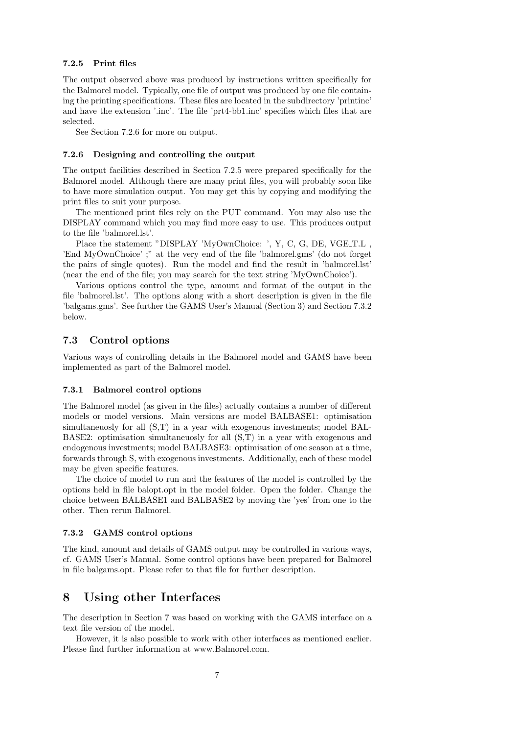#### 7.2.5 Print files

The output observed above was produced by instructions written specifically for the Balmorel model. Typically, one file of output was produced by one file containing the printing specifications. These files are located in the subdirectory 'printinc' and have the extension '.inc'. The file 'prt4-bb1.inc' specifies which files that are selected.

See Section 7.2.6 for more on output.

#### 7.2.6 Designing and controlling the output

The output facilities described in Section 7.2.5 were prepared specifically for the Balmorel model. Although there are many print files, you will probably soon like to have more simulation output. You may get this by copying and modifying the print files to suit your purpose.

The mentioned print files rely on the PUT command. You may also use the DISPLAY command which you may find more easy to use. This produces output to the file 'balmorel.lst'.

Place the statement "DISPLAY 'MyOwnChoice: ', Y, C, G, DE, VGE_T.L , 'End MyOwnChoice' ;" at the very end of the file 'balmorel.gms' (do not forget the pairs of single quotes). Run the model and find the result in 'balmorel.lst' (near the end of the file; you may search for the text string 'MyOwnChoice').

Various options control the type, amount and format of the output in the file 'balmorel.lst'. The options along with a short description is given in the file 'balgams.gms'. See further the GAMS User's Manual (Section 3) and Section 7.3.2 below.

### 7.3 Control options

Various ways of controlling details in the Balmorel model and GAMS have been implemented as part of the Balmorel model.

#### 7.3.1 Balmorel control options

The Balmorel model (as given in the files) actually contains a number of different models or model versions. Main versions are model BALBASE1: optimisation simultaneuosly for all (S,T) in a year with exogenous investments; model BALBASE2: optimisation simultaneuosly for all (S,T) in a year with exogenous and endogenous investments; model BALBASE3: optimisation of one season at a time, forwards through S, with exogenous investments. Additionally, each of these model may be given specific features.

The choice of model to run and the features of the model is controlled by the options held in file balopt.opt in the model folder. Open the folder. Change the choice between BALBASE1 and BALBASE2 by moving the 'yes' from one to the other. Then rerun Balmorel.

#### 7.3.2 GAMS control options

The kind, amount and details of GAMS output may be controlled in various ways, cf. GAMS User's Manual. Some control options have been prepared for Balmorel in file balgams.opt. Please refer to that file for further description.

## 8 Using other Interfaces

The description in Section 7 was based on working with the GAMS interface on a text file version of the model.

However, it is also possible to work with other interfaces as mentioned earlier. Please find further information at www.Balmorel.com.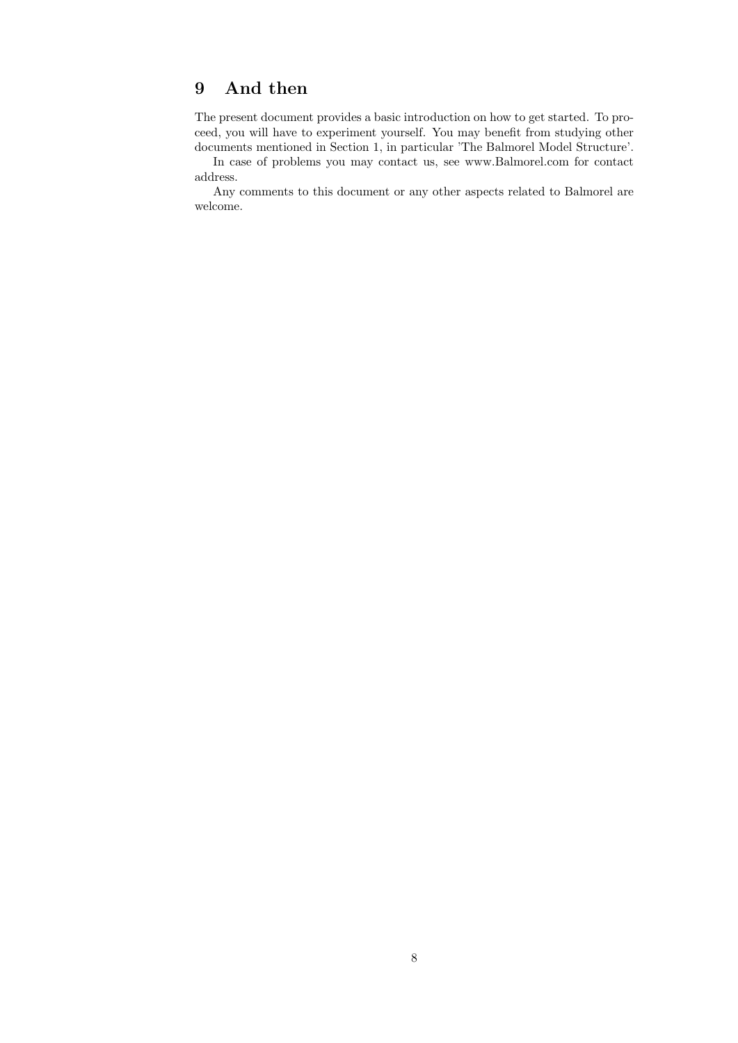# 9 And then

The present document provides a basic introduction on how to get started. To proceed, you will have to experiment yourself. You may benefit from studying other documents mentioned in Section 1, in particular 'The Balmorel Model Structure'.

In case of problems you may contact us, see www.Balmorel.com for contact address.

Any comments to this document or any other aspects related to Balmorel are welcome.